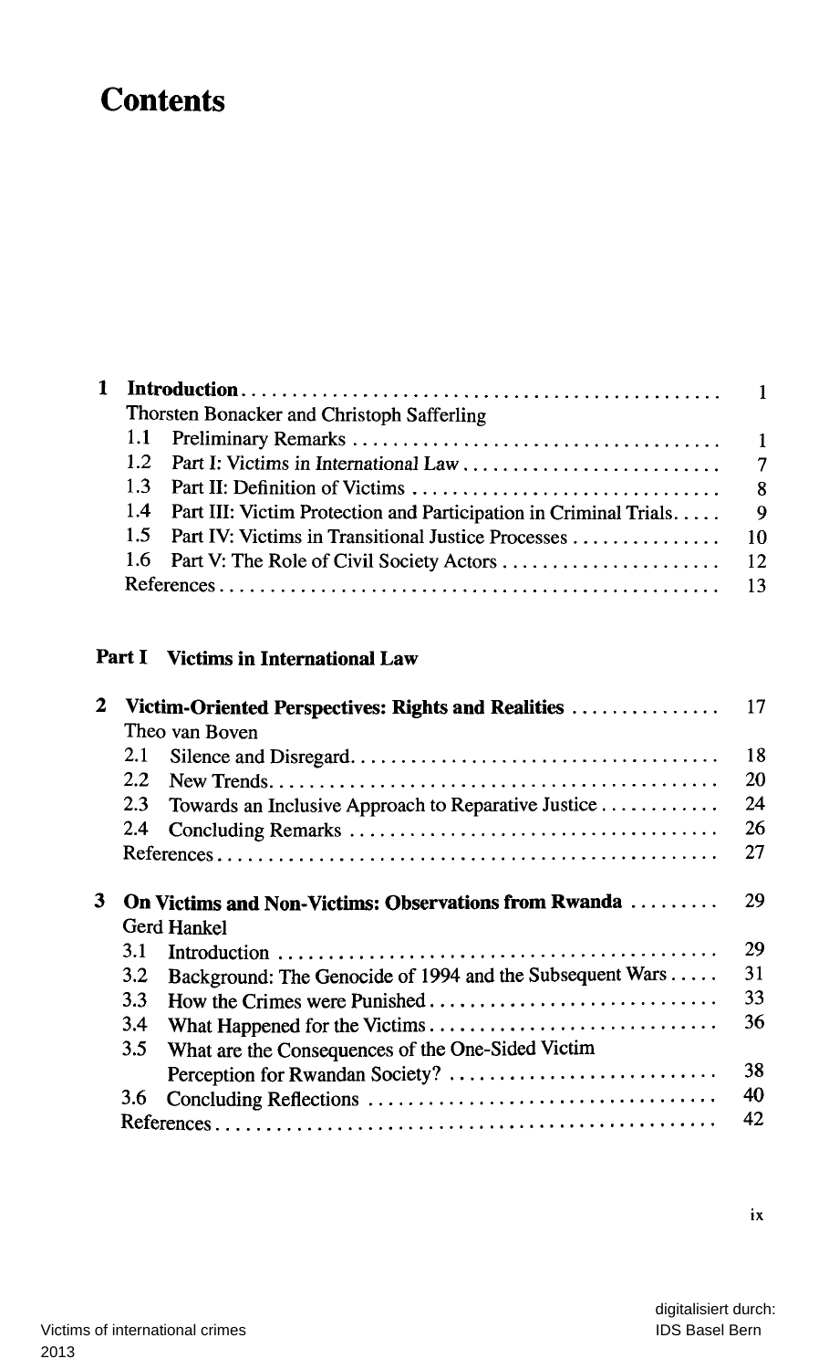# Contents

**1 Introduction** ................................................ 1
Thorsten Bonacker and Christoph Safferling
- 1.1 Preliminary Remarks ........................................ 1
- 1.2 Part I: Victims in International Law ........................ 7
- 1.3 Part II: Definition of Victims ................................ 8
- 1.4 Part III: Victim Protection and Participation in Criminal Trials ..... 9
- 1.5 Part IV: Victims in Transitional Justice Processes ............... 10
- 1.6 Part V: The Role of Civil Society Actors ....................... 12

References ................................................ 13

## Part I Victims in International Law

**2 Victim-Oriented Perspectives: Rights and Realities** ............... 17
Theo van Boven
- 2.1 Silence and Disregard ........................................ 18
- 2.2 New Trends .................................................. 20
- 2.3 Towards an Inclusive Approach to Reparative Justice ............ 24
- 2.4 Concluding Remarks ........................................ 26

References ................................................ 27

**3 On Victims and Non-Victims: Observations from Rwanda** ......... 29
Gerd Hankel
- 3.1 Introduction ................................................ 29
- 3.2 Background: The Genocide of 1994 and the Subsequent Wars ..... 31
- 3.3 How the Crimes were Punished ................................ 33
- 3.4 What Happened for the Victims ................................ 36
- 3.5 What are the Consequences of the One-Sided Victim Perception for Rwandan Society? ........................... 38
- 3.6 Concluding Reflections ........................................ 40

References ................................................ 42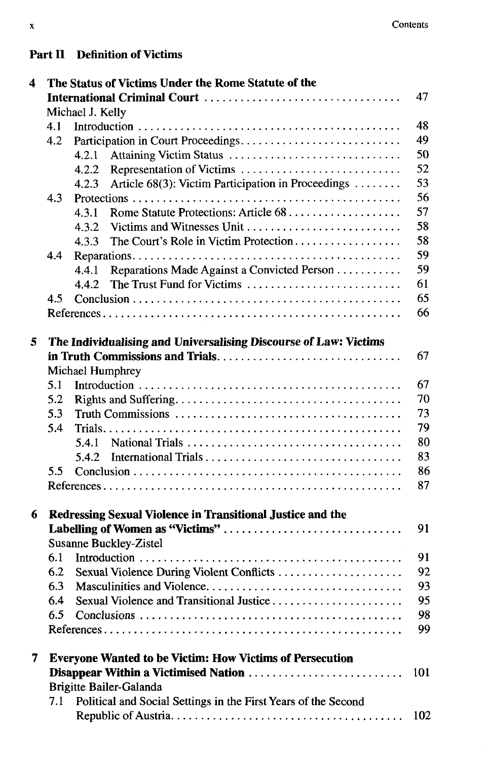## Part II Definition of Victims

**4 The Status of Victims Under the Rome Statute of the International Criminal Court** ..... 47
Michael J. Kelly
- 4.1 Introduction ..... 48
- 4.2 Participation in Court Proceedings ..... 49
  - 4.2.1 Attaining Victim Status ..... 50
  - 4.2.2 Representation of Victims ..... 52
  - 4.2.3 Article 68(3): Victim Participation in Proceedings ..... 53
- 4.3 Protections ..... 56
  - 4.3.1 Rome Statute Protections: Article 68 ..... 57
  - 4.3.2 Victims and Witnesses Unit ..... 58
  - 4.3.3 The Court's Role in Victim Protection ..... 58
- 4.4 Reparations ..... 59
  - 4.4.1 Reparations Made Against a Convicted Person ..... 59
  - 4.4.2 The Trust Fund for Victims ..... 61
- 4.5 Conclusion ..... 65

References ..... 66

**5 The Individualising and Universalising Discourse of Law: Victims in Truth Commissions and Trials** ..... 67
Michael Humphrey
- 5.1 Introduction ..... 67
- 5.2 Rights and Suffering ..... 70
- 5.3 Truth Commissions ..... 73
- 5.4 Trials ..... 79
  - 5.4.1 National Trials ..... 80
  - 5.4.2 International Trials ..... 83
- 5.5 Conclusion ..... 86

References ..... 87

**6 Redressing Sexual Violence in Transitional Justice and the Labelling of Women as "Victims"** ..... 91
Susanne Buckley-Zistel
- 6.1 Introduction ..... 91
- 6.2 Sexual Violence During Violent Conflicts ..... 92
- 6.3 Masculinities and Violence ..... 93
- 6.4 Sexual Violence and Transitional Justice ..... 95
- 6.5 Conclusions ..... 98

References ..... 99

**7 Everyone Wanted to be Victim: How Victims of Persecution Disappear Within a Victimised Nation** ..... 101
Brigitte Bailer-Galanda
- 7.1 Political and Social Settings in the First Years of the Second Republic of Austria ..... 102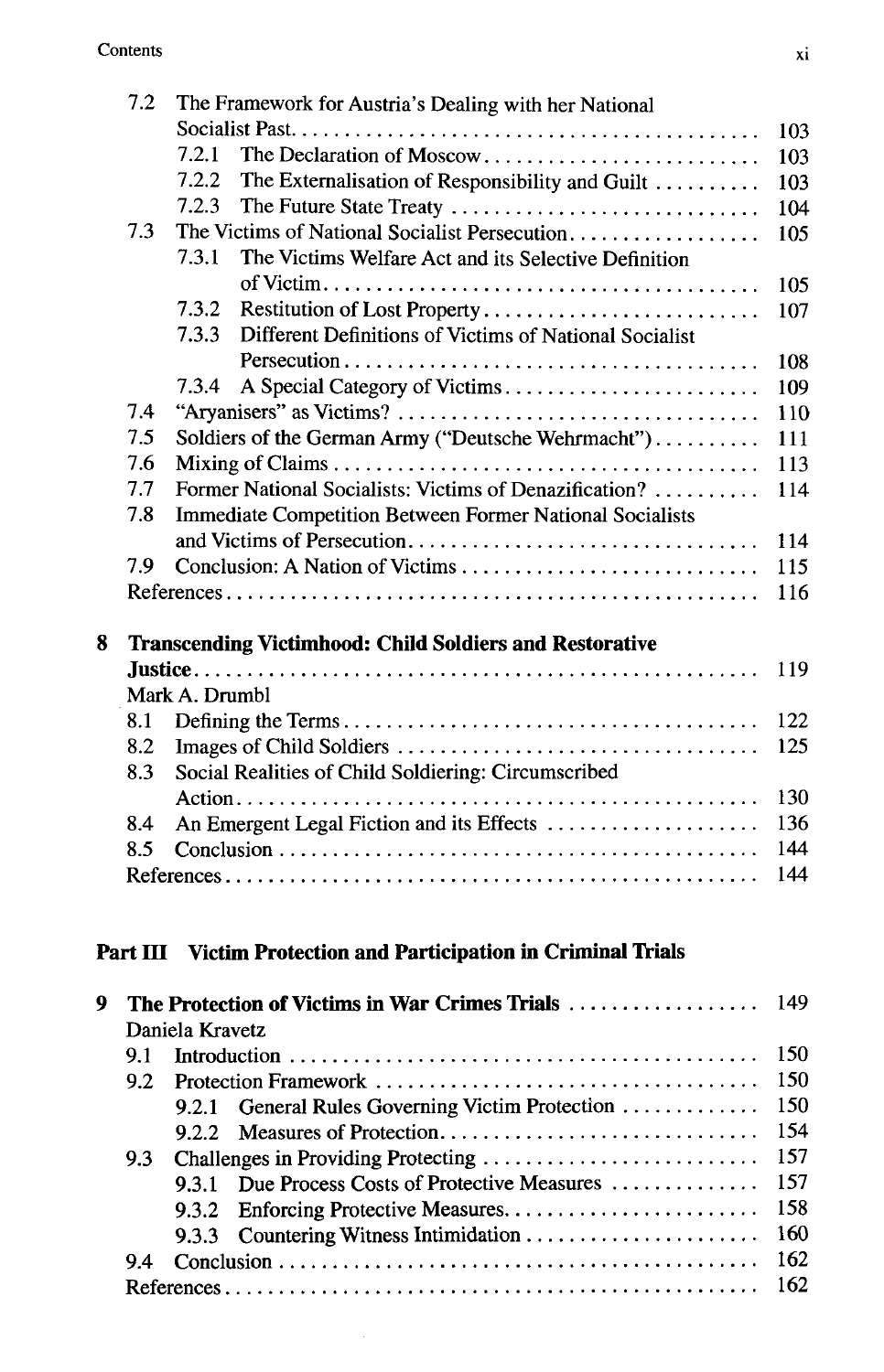- 7.2 The Framework for Austria's Dealing with her National Socialist Past ... 103
  - 7.2.1 The Declaration of Moscow ... 103
  - 7.2.2 The Externalisation of Responsibility and Guilt ... 103
  - 7.2.3 The Future State Treaty ... 104
- 7.3 The Victims of National Socialist Persecution ... 105
  - 7.3.1 The Victims Welfare Act and its Selective Definition of Victim ... 105
  - 7.3.2 Restitution of Lost Property ... 107
  - 7.3.3 Different Definitions of Victims of National Socialist Persecution ... 108
  - 7.3.4 A Special Category of Victims ... 109
- 7.4 "Aryanisers" as Victims? ... 110
- 7.5 Soldiers of the German Army ("Deutsche Wehrmacht") ... 111
- 7.6 Mixing of Claims ... 113
- 7.7 Former National Socialists: Victims of Denazification? ... 114
- 7.8 Immediate Competition Between Former National Socialists and Victims of Persecution ... 114
- 7.9 Conclusion: A Nation of Victims ... 115
- References ... 116

**8 Transcending Victimhood: Child Soldiers and Restorative Justice ... 119**
Mark A. Drumbl
- 8.1 Defining the Terms ... 122
- 8.2 Images of Child Soldiers ... 125
- 8.3 Social Realities of Child Soldiering: Circumscribed Action ... 130
- 8.4 An Emergent Legal Fiction and its Effects ... 136
- 8.5 Conclusion ... 144
- References ... 144

## Part III Victim Protection and Participation in Criminal Trials

**9 The Protection of Victims in War Crimes Trials ... 149**
Daniela Kravetz
- 9.1 Introduction ... 150
- 9.2 Protection Framework ... 150
  - 9.2.1 General Rules Governing Victim Protection ... 150
  - 9.2.2 Measures of Protection ... 154
- 9.3 Challenges in Providing Protecting ... 157
  - 9.3.1 Due Process Costs of Protective Measures ... 157
  - 9.3.2 Enforcing Protective Measures ... 158
  - 9.3.3 Countering Witness Intimidation ... 160
- 9.4 Conclusion ... 162
- References ... 162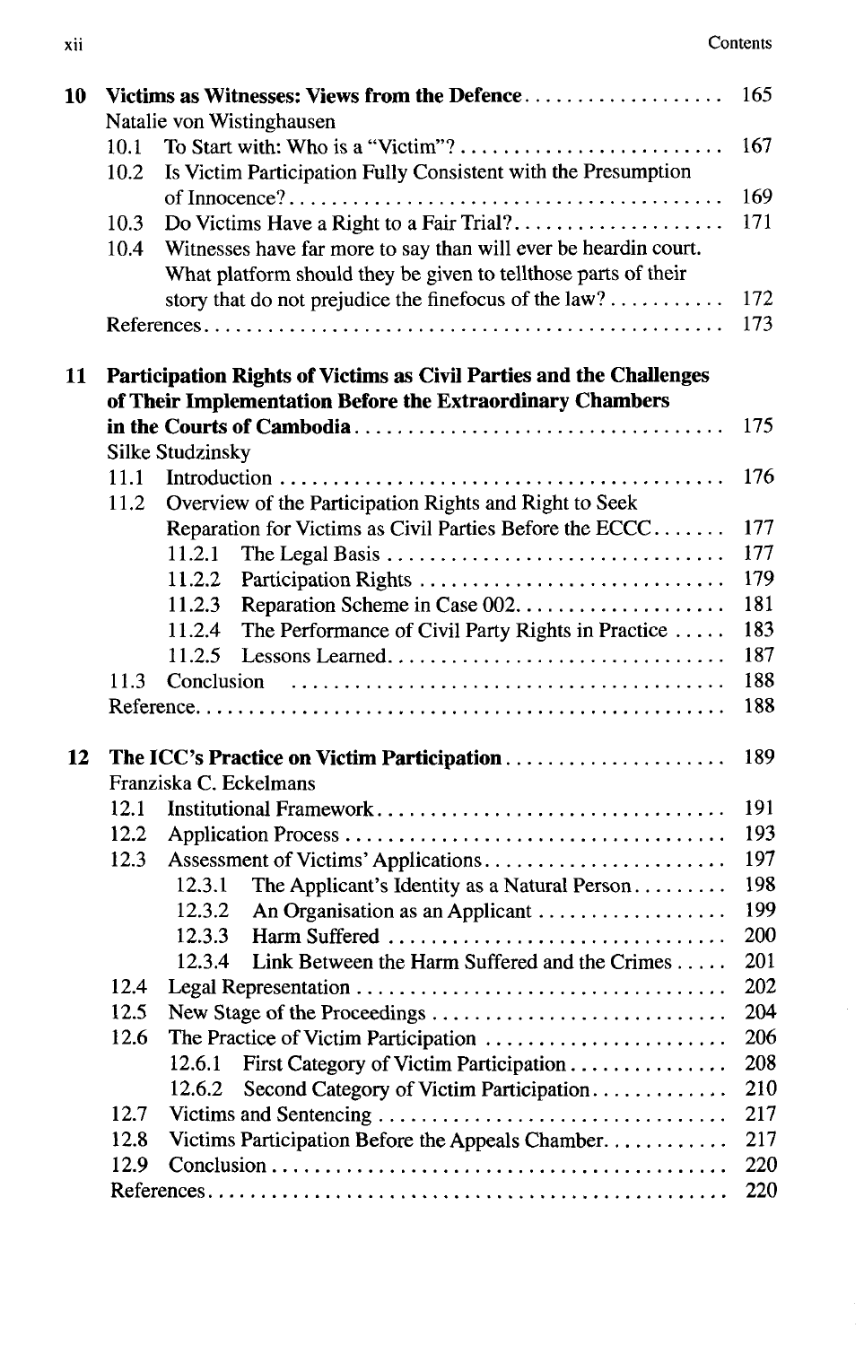| | | |
|---|---|---|
| **10** | **Victims as Witnesses: Views from the Defence** | 165 |
| | Natalie von Wistinghausen | |
| | 10.1 To Start with: Who is a "Victim"? | 167 |
| | 10.2 Is Victim Participation Fully Consistent with the Presumption of Innocence? | 169 |
| | 10.3 Do Victims Have a Right to a Fair Trial? | 171 |
| | 10.4 Witnesses have far more to say than will ever be heardin court. What platform should they be given to telllthose parts of their story that do not prejudice the finefocus of the law? | 172 |
| | References | 173 |
| **11** | **Participation Rights of Victims as Civil Parties and the Challenges of Their Implementation Before the Extraordinary Chambers in the Courts of Cambodia** | 175 |
| | Silke Studzinsky | |
| | 11.1 Introduction | 176 |
| | 11.2 Overview of the Participation Rights and Right to Seek Reparation for Victims as Civil Parties Before the ECCC | 177 |
| | 11.2.1 The Legal Basis | 177 |
| | 11.2.2 Participation Rights | 179 |
| | 11.2.3 Reparation Scheme in Case 002 | 181 |
| | 11.2.4 The Performance of Civil Party Rights in Practice | 183 |
| | 11.2.5 Lessons Learned | 187 |
| | 11.3 Conclusion | 188 |
| | Reference | 188 |
| **12** | **The ICC's Practice on Victim Participation** | 189 |
| | Franziska C. Eckelmans | |
| | 12.1 Institutional Framework | 191 |
| | 12.2 Application Process | 193 |
| | 12.3 Assessment of Victims' Applications | 197 |
| | 12.3.1 The Applicant's Identity as a Natural Person | 198 |
| | 12.3.2 An Organisation as an Applicant | 199 |
| | 12.3.3 Harm Suffered | 200 |
| | 12.3.4 Link Between the Harm Suffered and the Crimes | 201 |
| | 12.4 Legal Representation | 202 |
| | 12.5 New Stage of the Proceedings | 204 |
| | 12.6 The Practice of Victim Participation | 206 |
| | 12.6.1 First Category of Victim Participation | 208 |
| | 12.6.2 Second Category of Victim Participation | 210 |
| | 12.7 Victims and Sentencing | 217 |
| | 12.8 Victims Participation Before the Appeals Chamber | 217 |
| | 12.9 Conclusion | 220 |
| | References | 220 |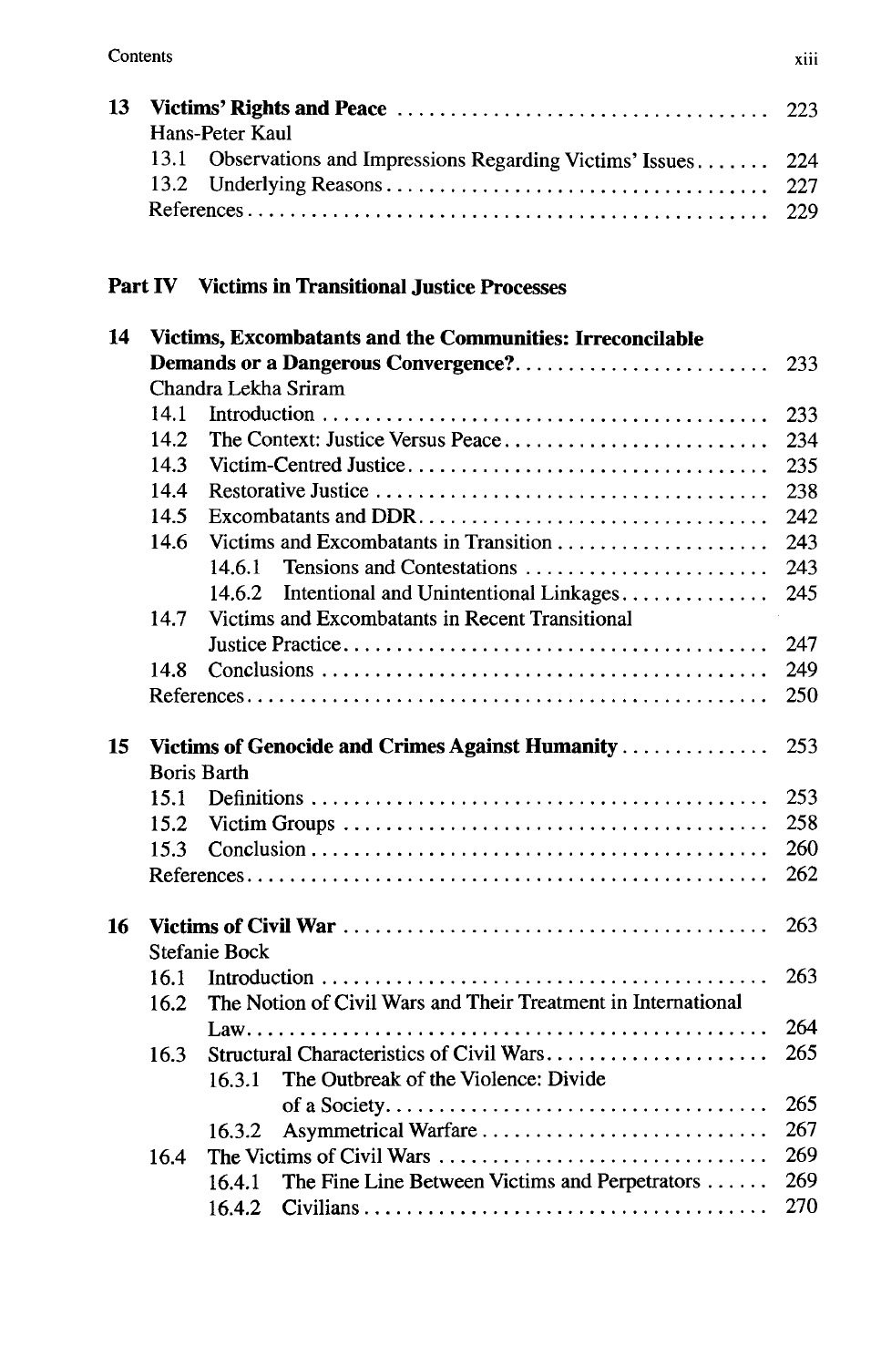**13 Victims' Rights and Peace** ..... 223
Hans-Peter Kaul
- 13.1 Observations and Impressions Regarding Victims' Issues ..... 224
- 13.2 Underlying Reasons ..... 227
- References ..... 229

## Part IV Victims in Transitional Justice Processes

**14 Victims, Excombatants and the Communities: Irreconcilable Demands or a Dangerous Convergence?** ..... 233
Chandra Lekha Sriram
- 14.1 Introduction ..... 233
- 14.2 The Context: Justice Versus Peace ..... 234
- 14.3 Victim-Centred Justice ..... 235
- 14.4 Restorative Justice ..... 238
- 14.5 Excombatants and DDR ..... 242
- 14.6 Victims and Excombatants in Transition ..... 243
  - 14.6.1 Tensions and Contestations ..... 243
  - 14.6.2 Intentional and Unintentional Linkages ..... 245
- 14.7 Victims and Excombatants in Recent Transitional Justice Practice ..... 247
- 14.8 Conclusions ..... 249
- References ..... 250

**15 Victims of Genocide and Crimes Against Humanity** ..... 253
Boris Barth
- 15.1 Definitions ..... 253
- 15.2 Victim Groups ..... 258
- 15.3 Conclusion ..... 260
- References ..... 262

**16 Victims of Civil War** ..... 263
Stefanie Bock
- 16.1 Introduction ..... 263
- 16.2 The Notion of Civil Wars and Their Treatment in International Law ..... 264
- 16.3 Structural Characteristics of Civil Wars ..... 265
  - 16.3.1 The Outbreak of the Violence: Divide of a Society ..... 265
  - 16.3.2 Asymmetrical Warfare ..... 267
- 16.4 The Victims of Civil Wars ..... 269
  - 16.4.1 The Fine Line Between Victims and Perpetrators ..... 269
  - 16.4.2 Civilians ..... 270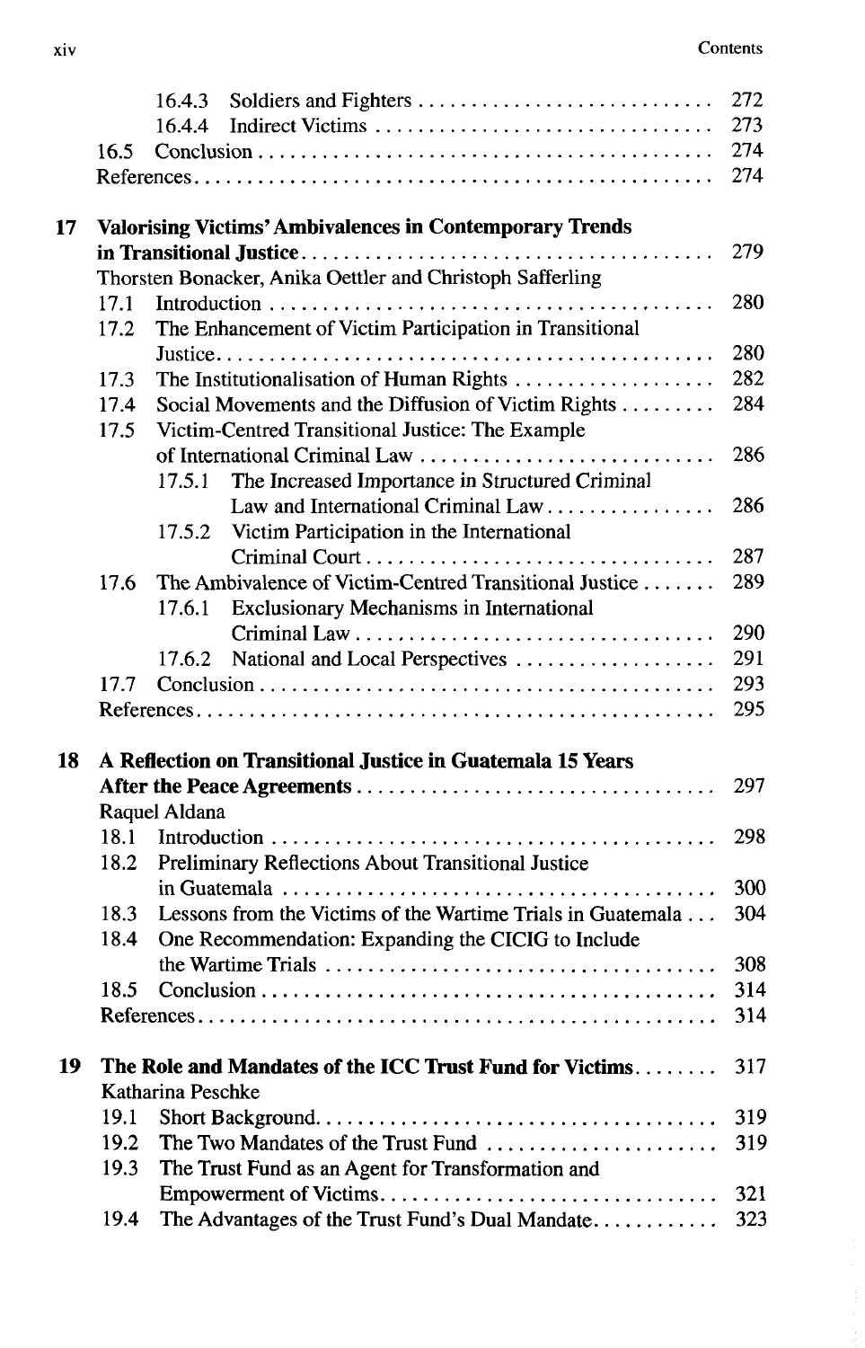16.4.3 Soldiers and Fighters ............................ 272
16.4.4 Indirect Victims ................................ 273
16.5 Conclusion ............................................ 274
References .................................................. 274

**17 Valorising Victims' Ambivalences in Contemporary Trends in Transitional Justice** ........................................ 279
Thorsten Bonacker, Anika Oettler and Christoph Safferling
17.1 Introduction .......................................... 280
17.2 The Enhancement of Victim Participation in Transitional Justice ................................................ 280
17.3 The Institutionalisation of Human Rights ................... 282
17.4 Social Movements and the Diffusion of Victim Rights ......... 284
17.5 Victim-Centred Transitional Justice: The Example of International Criminal Law ............................ 286
17.5.1 The Increased Importance in Structured Criminal Law and International Criminal Law ................ 286
17.5.2 Victim Participation in the International Criminal Court ................................ 287
17.6 The Ambivalence of Victim-Centred Transitional Justice ....... 289
17.6.1 Exclusionary Mechanisms in International Criminal Law ................................. 290
17.6.2 National and Local Perspectives ................... 291
17.7 Conclusion ........................................... 293
References .................................................. 295

**18 A Reflection on Transitional Justice in Guatemala 15 Years After the Peace Agreements** .................................. 297
Raquel Aldana
18.1 Introduction .......................................... 298
18.2 Preliminary Reflections About Transitional Justice in Guatemala ........................................ 300
18.3 Lessons from the Victims of the Wartime Trials in Guatemala ... 304
18.4 One Recommendation: Expanding the CICIG to Include the Wartime Trials .................................... 308
18.5 Conclusion ........................................... 314
References .................................................. 314

**19 The Role and Mandates of the ICC Trust Fund for Victims** ........ 317
Katharina Peschke
19.1 Short Background ...................................... 319
19.2 The Two Mandates of the Trust Fund ...................... 319
19.3 The Trust Fund as an Agent for Transformation and Empowerment of Victims ................................ 321
19.4 The Advantages of the Trust Fund's Dual Mandate ............ 323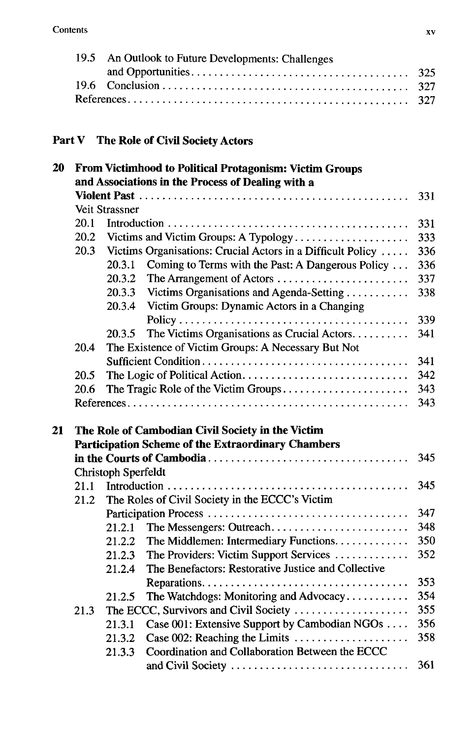19.5 An Outlook to Future Developments: Challenges and Opportunities . . . . . . . . . . 325
19.6 Conclusion . . . . . . . . . . 327
References . . . . . . . . . . 327

## Part V The Role of Civil Society Actors

**20 From Victimhood to Political Protagonism: Victim Groups and Associations in the Process of Dealing with a Violent Past** . . . . . . . . . . 331
Veit Strassner
20.1 Introduction . . . . . . . . . . 331
20.2 Victims and Victim Groups: A Typology . . . . . . . . . . 333
20.3 Victims Organisations: Crucial Actors in a Difficult Policy . . . . . . . . . . 336
20.3.1 Coming to Terms with the Past: A Dangerous Policy . . . . . . . . . . 336
20.3.2 The Arrangement of Actors . . . . . . . . . . 337
20.3.3 Victims Organisations and Agenda-Setting . . . . . . . . . . 338
20.3.4 Victim Groups: Dynamic Actors in a Changing Policy . . . . . . . . . . 339
20.3.5 The Victims Organisations as Crucial Actors . . . . . . . . . . 341
20.4 The Existence of Victim Groups: A Necessary But Not Sufficient Condition . . . . . . . . . . 341
20.5 The Logic of Political Action . . . . . . . . . . 342
20.6 The Tragic Role of the Victim Groups . . . . . . . . . . 343
References . . . . . . . . . . 343

**21 The Role of Cambodian Civil Society in the Victim Participation Scheme of the Extraordinary Chambers in the Courts of Cambodia** . . . . . . . . . . 345
Christoph Sperfeldt
21.1 Introduction . . . . . . . . . . 345
21.2 The Roles of Civil Society in the ECCC's Victim Participation Process . . . . . . . . . . 347
21.2.1 The Messengers: Outreach . . . . . . . . . . 348
21.2.2 The Middlemen: Intermediary Functions . . . . . . . . . . 350
21.2.3 The Providers: Victim Support Services . . . . . . . . . . 352
21.2.4 The Benefactors: Restorative Justice and Collective Reparations . . . . . . . . . . 353
21.2.5 The Watchdogs: Monitoring and Advocacy . . . . . . . . . . 354
21.3 The ECCC, Survivors and Civil Society . . . . . . . . . . 355
21.3.1 Case 001: Extensive Support by Cambodian NGOs . . . . . . . . . . 356
21.3.2 Case 002: Reaching the Limits . . . . . . . . . . 358
21.3.3 Coordination and Collaboration Between the ECCC and Civil Society . . . . . . . . . . 361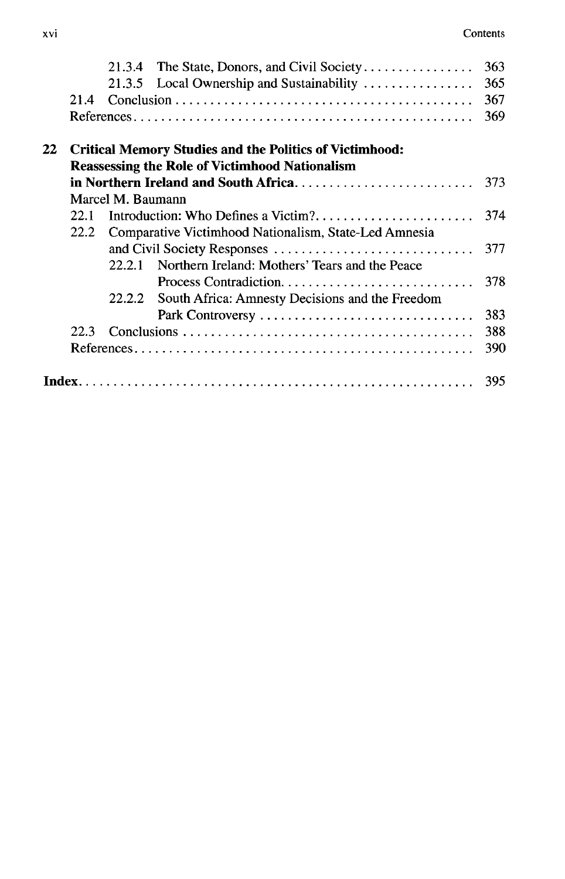21.3.4 The State, Donors, and Civil Society . . . . . . . . . . . . . . . . 363
21.3.5 Local Ownership and Sustainability . . . . . . . . . . . . . . . . 365
21.4 Conclusion . . . . . . . . . . . . . . . . . . . . . . . . . . . . . . . . . . . . . . . . . . . 367
References . . . . . . . . . . . . . . . . . . . . . . . . . . . . . . . . . . . . . . . . . . . . . . . 369

**22 Critical Memory Studies and the Politics of Victimhood: Reassessing the Role of Victimhood Nationalism in Northern Ireland and South Africa** . . . . . . . . . . . . . . . . . . . . . . . . . 373
Marcel M. Baumann
22.1 Introduction: Who Defines a Victim? . . . . . . . . . . . . . . . . . . . . . . . 374
22.2 Comparative Victimhood Nationalism, State-Led Amnesia and Civil Society Responses . . . . . . . . . . . . . . . . . . . . . . . . . . . . . 377
22.2.1 Northern Ireland: Mothers' Tears and the Peace Process Contradiction . . . . . . . . . . . . . . . . . . . . . . . . . . . . 378
22.2.2 South Africa: Amnesty Decisions and the Freedom Park Controversy . . . . . . . . . . . . . . . . . . . . . . . . . . . . . . 383
22.3 Conclusions . . . . . . . . . . . . . . . . . . . . . . . . . . . . . . . . . . . . . . . . . . 388
References . . . . . . . . . . . . . . . . . . . . . . . . . . . . . . . . . . . . . . . . . . . . . . . 390

**Index** . . . . . . . . . . . . . . . . . . . . . . . . . . . . . . . . . . . . . . . . . . . . . . . . . . . . 395